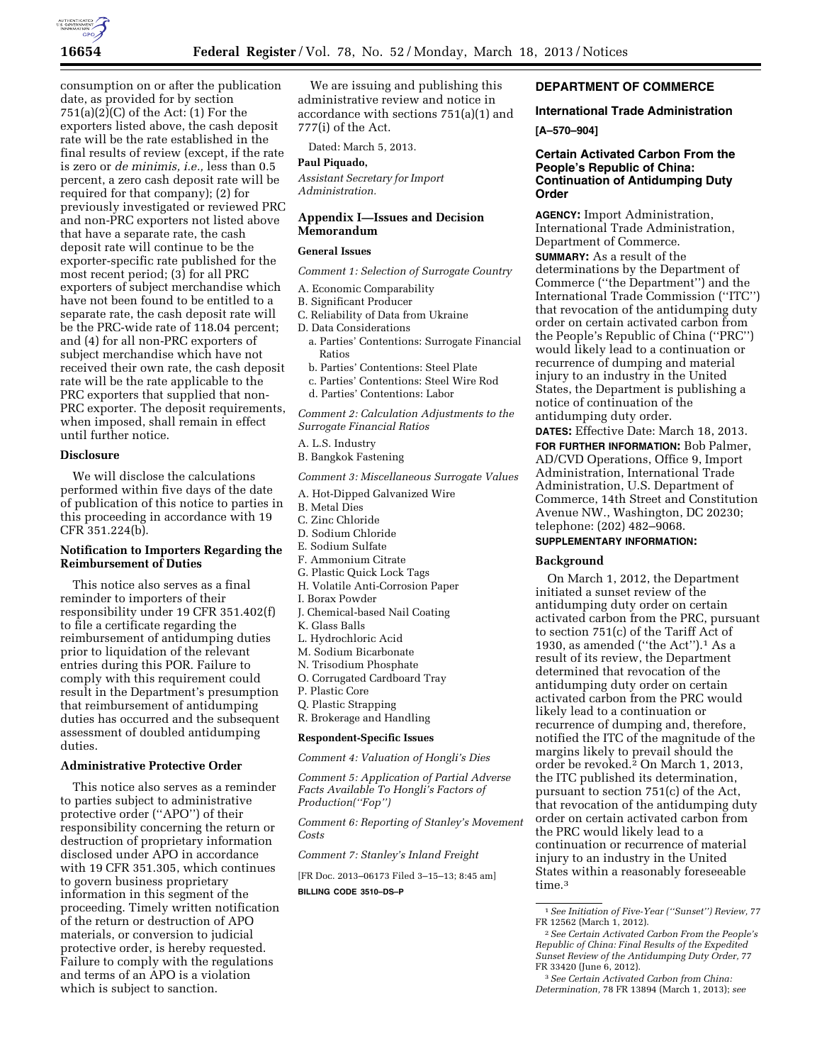consumption on or after the publication date, as provided for by section 751(a)(2)(C) of the Act: (1) For the exporters listed above, the cash deposit rate will be the rate established in the final results of review (except, if the rate is zero or *de minimis, i.e.,* less than 0.5 percent, a zero cash deposit rate will be required for that company); (2) for previously investigated or reviewed PRC and non-PRC exporters not listed above that have a separate rate, the cash deposit rate will continue to be the exporter-specific rate published for the most recent period; (3) for all PRC exporters of subject merchandise which have not been found to be entitled to a separate rate, the cash deposit rate will be the PRC-wide rate of 118.04 percent; and (4) for all non-PRC exporters of subject merchandise which have not received their own rate, the cash deposit rate will be the rate applicable to the PRC exporters that supplied that non-PRC exporter. The deposit requirements, when imposed, shall remain in effect until further notice.

### Disclosure

We will disclose the calculations performed within five days of the date of publication of this notice to parties in this proceeding in accordance with 19 CFR 351.224(b).

### Notification to Importers Regarding the Reimbursement of Duties

This notice also serves as a final reminder to importers of their responsibility under 19 CFR 351.402(f) to file a certificate regarding the reimbursement of antidumping duties prior to liquidation of the relevant entries during this POR. Failure to comply with this requirement could result in the Department's presumption that reimbursement of antidumping duties has occurred and the subsequent assessment of doubled antidumping duties.

### Administrative Protective Order

This notice also serves as a reminder to parties subject to administrative protective order (''APO'') of their responsibility concerning the return or destruction of proprietary information disclosed under APO in accordance with 19 CFR 351.305, which continues to govern business proprietary information in this segment of the proceeding. Timely written notification of the return or destruction of APO materials, or conversion to judicial protective order, is hereby requested. Failure to comply with the regulations and terms of an APO is a violation which is subject to sanction.

We are issuing and publishing this administrative review and notice in accordance with sections 751(a)(1) and 777(i) of the Act.

Dated: March 5, 2013.

**Paul Piquado,**

*Assistant Secretary for Import Administration.*

## Appendix I—Issues and Decision Memorandum

### General Issues

*Comment 1: Selection of Surrogate Country*

A. Economic Comparability
B. Significant Producer
C. Reliability of Data from Ukraine
D. Data Considerations
   a. Parties' Contentions: Surrogate Financial Ratios
   b. Parties' Contentions: Steel Plate
   c. Parties' Contentions: Steel Wire Rod
   d. Parties' Contentions: Labor

*Comment 2: Calculation Adjustments to the Surrogate Financial Ratios*

A. L.S. Industry
B. Bangkok Fastening

*Comment 3: Miscellaneous Surrogate Values*

A. Hot-Dipped Galvanized Wire
B. Metal Dies
C. Zinc Chloride
D. Sodium Chloride
E. Sodium Sulfate
F. Ammonium Citrate
G. Plastic Quick Lock Tags
H. Volatile Anti-Corrosion Paper
I. Borax Powder
J. Chemical-based Nail Coating
K. Glass Balls
L. Hydrochloric Acid
M. Sodium Bicarbonate
N. Trisodium Phosphate
O. Corrugated Cardboard Tray
P. Plastic Core
Q. Plastic Strapping
R. Brokerage and Handling

### Respondent-Specific Issues

*Comment 4: Valuation of Hongli's Dies*

*Comment 5: Application of Partial Adverse Facts Available To Hongli's Factors of Production(''Fop'')*

*Comment 6: Reporting of Stanley's Movement Costs*

*Comment 7: Stanley's Inland Freight*

[FR Doc. 2013–06173 Filed 3–15–13; 8:45 am]

**BILLING CODE 3510–DS–P**

## DEPARTMENT OF COMMERCE

### International Trade Administration

**[A–570–904]**

### Certain Activated Carbon From the People's Republic of China: Continuation of Antidumping Duty Order

**AGENCY:** Import Administration, International Trade Administration, Department of Commerce.

**SUMMARY:** As a result of the determinations by the Department of Commerce (''the Department'') and the International Trade Commission (''ITC'') that revocation of the antidumping duty order on certain activated carbon from the People's Republic of China (''PRC'') would likely lead to a continuation or recurrence of dumping and material injury to an industry in the United States, the Department is publishing a notice of continuation of the antidumping duty order.

**DATES:** Effective Date: March 18, 2013.

**FOR FURTHER INFORMATION:** Bob Palmer, AD/CVD Operations, Office 9, Import Administration, International Trade Administration, U.S. Department of Commerce, 14th Street and Constitution Avenue NW., Washington, DC 20230; telephone: (202) 482–9068.

**SUPPLEMENTARY INFORMATION:**

### Background

On March 1, 2012, the Department initiated a sunset review of the antidumping duty order on certain activated carbon from the PRC, pursuant to section 751(c) of the Tariff Act of 1930, as amended (''the Act'').[1] As a result of its review, the Department determined that revocation of the antidumping duty order on certain activated carbon from the PRC would likely lead to a continuation or recurrence of dumping and, therefore, notified the ITC of the magnitude of the margins likely to prevail should the order be revoked.[2] On March 1, 2013, the ITC published its determination, pursuant to section 751(c) of the Act, that revocation of the antidumping duty order on certain activated carbon from the PRC would likely lead to a continuation or recurrence of material injury to an industry in the United States within a reasonably foreseeable time.[3]

---

[1] *See Initiation of Five-Year (''Sunset'') Review,* 77 FR 12562 (March 1, 2012).

[2] *See Certain Activated Carbon From the People's Republic of China: Final Results of the Expedited Sunset Review of the Antidumping Duty Order,* 77 FR 33420 (June 6, 2012).

[3] *See Certain Activated Carbon from China: Determination,* 78 FR 13894 (March 1, 2013); *see*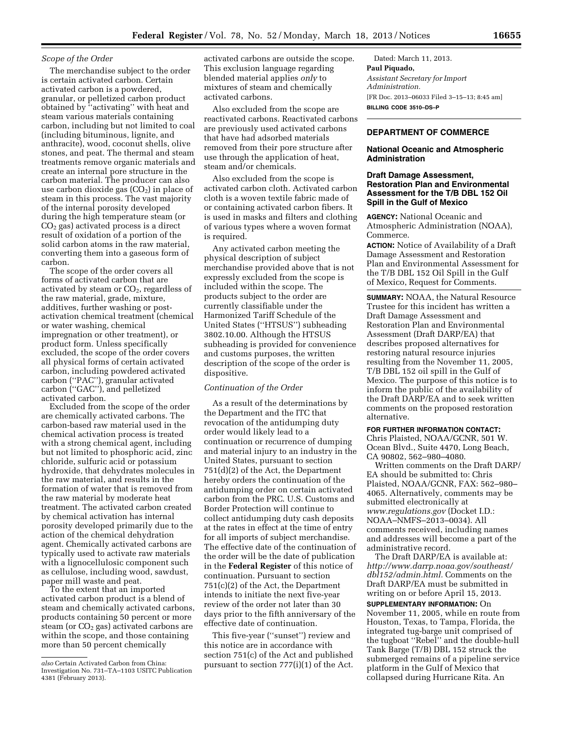*Scope of the Order*

The merchandise subject to the order is certain activated carbon. Certain activated carbon is a powdered, granular, or pelletized carbon product obtained by ''activating'' with heat and steam various materials containing carbon, including but not limited to coal (including bituminous, lignite, and anthracite), wood, coconut shells, olive stones, and peat. The thermal and steam treatments remove organic materials and create an internal pore structure in the carbon material. The producer can also use carbon dioxide gas ($CO_2$) in place of steam in this process. The vast majority of the internal porosity developed during the high temperature steam (or $CO_2$ gas) activated process is a direct result of oxidation of a portion of the solid carbon atoms in the raw material, converting them into a gaseous form of carbon.

The scope of the order covers all forms of activated carbon that are activated by steam or $CO_2$, regardless of the raw material, grade, mixture, additives, further washing or post-activation chemical treatment (chemical or water washing, chemical impregnation or other treatment), or product form. Unless specifically excluded, the scope of the order covers all physical forms of certain activated carbon, including powdered activated carbon (''PAC''), granular activated carbon (''GAC''), and pelletized activated carbon.

Excluded from the scope of the order are chemically activated carbons. The carbon-based raw material used in the chemical activation process is treated with a strong chemical agent, including but not limited to phosphoric acid, zinc chloride, sulfuric acid or potassium hydroxide, that dehydrates molecules in the raw material, and results in the formation of water that is removed from the raw material by moderate heat treatment. The activated carbon created by chemical activation has internal porosity developed primarily due to the action of the chemical dehydration agent. Chemically activated carbons are typically used to activate raw materials with a lignocellulosic component such as cellulose, including wood, sawdust, paper mill waste and peat.

To the extent that an imported activated carbon product is a blend of steam and chemically activated carbons, products containing 50 percent or more steam (or $CO_2$ gas) activated carbons are within the scope, and those containing more than 50 percent chemically activated carbons are outside the scope. This exclusion language regarding blended material applies *only* to mixtures of steam and chemically activated carbons.

Also excluded from the scope are reactivated carbons. Reactivated carbons are previously used activated carbons that have had adsorbed materials removed from their pore structure after use through the application of heat, steam and/or chemicals.

Also excluded from the scope is activated carbon cloth. Activated carbon cloth is a woven textile fabric made of or containing activated carbon fibers. It is used in masks and filters and clothing of various types where a woven format is required.

Any activated carbon meeting the physical description of subject merchandise provided above that is not expressly excluded from the scope is included within the scope. The products subject to the order are currently classifiable under the Harmonized Tariff Schedule of the United States (''HTSUS'') subheading 3802.10.00. Although the HTSUS subheading is provided for convenience and customs purposes, the written description of the scope of the order is dispositive.

*Continuation of the Order*

As a result of the determinations by the Department and the ITC that revocation of the antidumping duty order would likely lead to a continuation or recurrence of dumping and material injury to an industry in the United States, pursuant to section 751(d)(2) of the Act, the Department hereby orders the continuation of the antidumping order on certain activated carbon from the PRC. U.S. Customs and Border Protection will continue to collect antidumping duty cash deposits at the rates in effect at the time of entry for all imports of subject merchandise. The effective date of the continuation of the order will be the date of publication in the **Federal Register** of this notice of continuation. Pursuant to section 751(c)(2) of the Act, the Department intends to initiate the next five-year review of the order not later than 30 days prior to the fifth anniversary of the effective date of continuation.

This five-year (''sunset'') review and this notice are in accordance with section 751(c) of the Act and published pursuant to section 777(i)(1) of the Act.

Dated: March 11, 2013.

**Paul Piquado,**

*Assistant Secretary for Import Administration.*

[FR Doc. 2013–06033 Filed 3–15–13; 8:45 am]

**BILLING CODE 3510–DS–P**

*also* Certain Activated Carbon from China: Investigation No. 731–TA–1103 USITC Publication 4381 (February 2013).

## DEPARTMENT OF COMMERCE

### National Oceanic and Atmospheric Administration

### Draft Damage Assessment, Restoration Plan and Environmental Assessment for the T/B DBL 152 Oil Spill in the Gulf of Mexico

**AGENCY:** National Oceanic and Atmospheric Administration (NOAA), Commerce.

**ACTION:** Notice of Availability of a Draft Damage Assessment and Restoration Plan and Environmental Assessment for the T/B DBL 152 Oil Spill in the Gulf of Mexico, Request for Comments.

**SUMMARY:** NOAA, the Natural Resource Trustee for this incident has written a Draft Damage Assessment and Restoration Plan and Environmental Assessment (Draft DARP/EA) that describes proposed alternatives for restoring natural resource injuries resulting from the November 11, 2005, T/B DBL 152 oil spill in the Gulf of Mexico. The purpose of this notice is to inform the public of the availability of the Draft DARP/EA and to seek written comments on the proposed restoration alternative.

**FOR FURTHER INFORMATION CONTACT:** Chris Plaisted, NOAA/GCNR, 501 W. Ocean Blvd., Suite 4470, Long Beach, CA 90802, 562–980–4080.

Written comments on the Draft DARP/EA should be submitted to: Chris Plaisted, NOAA/GCNR, FAX: 562–980–4065. Alternatively, comments may be submitted electronically at *www.regulations.gov* (Docket I.D.: NOAA–NMFS–2013–0034). All comments received, including names and addresses will become a part of the administrative record.

The Draft DARP/EA is available at: *http://www.darrp.noaa.gov/southeast/dbl152/admin.html.* Comments on the Draft DARP/EA must be submitted in writing on or before April 15, 2013.

**SUPPLEMENTARY INFORMATION:** On November 11, 2005, while en route from Houston, Texas, to Tampa, Florida, the integrated tug-barge unit comprised of the tugboat ''Rebel'' and the double-hull Tank Barge (T/B) DBL 152 struck the submerged remains of a pipeline service platform in the Gulf of Mexico that collapsed during Hurricane Rita. An